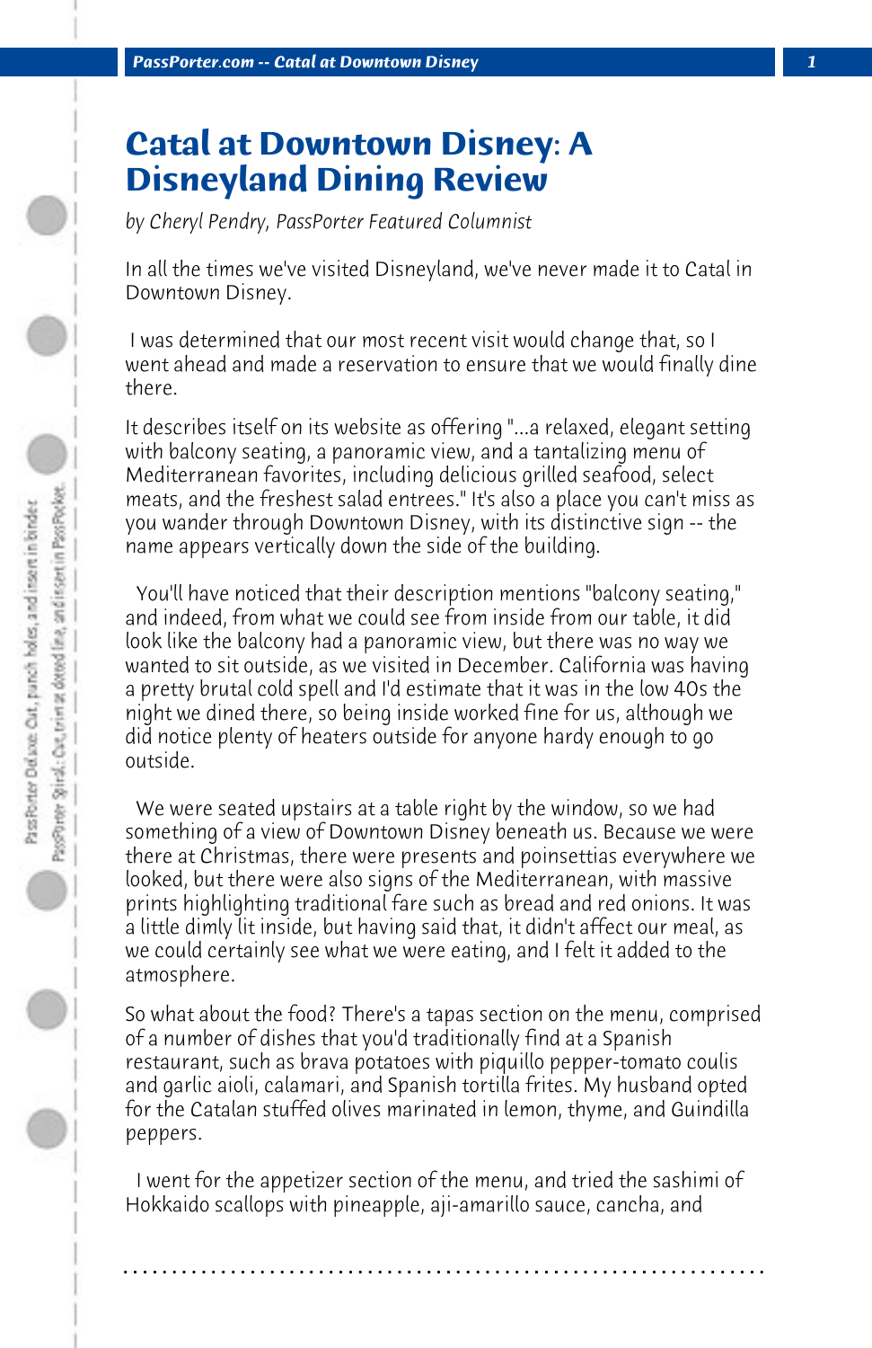# Catal at Downtown Disney: A Disneyland Dining Review

*by Cheryl Pendry, PassPorter Featured Columnist*

In all the times we've visited Disneyland, we've never made it to Catal in Downtown Disney.

I was determined that our most recent visit would change that, so I went ahead and made a reservation to ensure that we would finally dine there.

It describes itself on its website as offering "...a relaxed, elegant setting with balcony seating, a panoramic view, and a tantalizing menu of Mediterranean favorites, including delicious grilled seafood, select meats, and the freshest salad entrees." It's also a place you can't miss as you wander through Downtown Disney, with its distinctive sign -- the name appears vertically down the side of the building.

You'll have noticed that their description mentions "balcony seating," and indeed, from what we could see from inside from our table, it did look like the balcony had a panoramic view, but there was no way we wanted to sit outside, as we visited in December. California was having a pretty brutal cold spell and I'd estimate that it was in the low 40s the night we dined there, so being inside worked fine for us, although we did notice plenty of heaters outside for anyone hardy enough to go outside.

We were seated upstairs at a table right by the window, so we had something of a view of Downtown Disney beneath us. Because we were there at Christmas, there were presents and poinsettias everywhere we looked, but there were also signs of the Mediterranean, with massive prints highlighting traditional fare such as bread and red onions. It was a little dimly lit inside, but having said that, it didn't affect our meal, as we could certainly see what we were eating, and I felt it added to the atmosphere.

So what about the food? There's a tapas section on the menu, comprised of a number of dishes that you'd traditionally find at a Spanish restaurant, such as brava potatoes with piquillo pepper-tomato coulis and garlic aioli, calamari, and Spanish tortilla frites. My husband opted for the Catalan stuffed olives marinated in lemon, thyme, and Guindilla peppers.

I went for the appetizer section of the menu, and tried the sashimi of Hokkaido scallops with pineapple, aji-amarillo sauce, cancha, and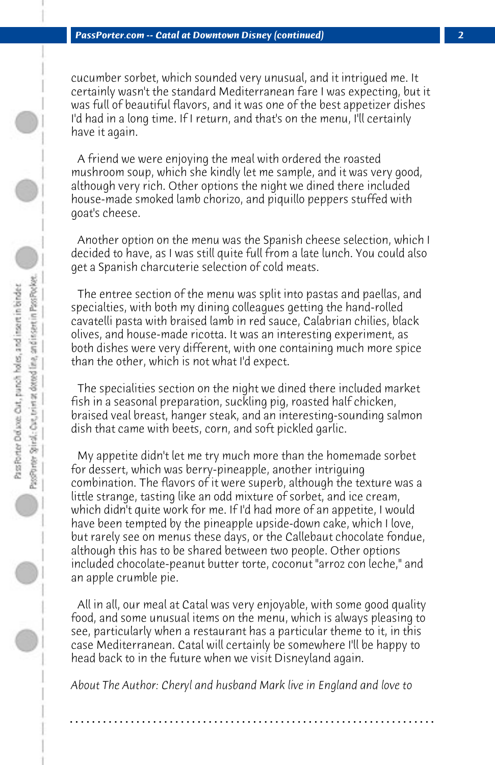cucumber sorbet, which sounded very unusual, and it intrigued me. It certainly wasn't the standard Mediterranean fare I was expecting, but it was full of beautiful flavors, and it was one of the best appetizer dishes I'd had in a long time. If I return, and that's on the menu, I'll certainly have it again.

A friend we were enjoying the meal with ordered the roasted mushroom soup, which she kindly let me sample, and it was very good, although very rich. Other options the night we dined there included house-made smoked lamb chorizo, and piquillo peppers stuffed with goat's cheese.

Another option on the menu was the Spanish cheese selection, which I decided to have, as I was still quite full from a late lunch. You could also get a Spanish charcuterie selection of cold meats.

The entree section of the menu was split into pastas and paellas, and specialties, with both my dining colleagues getting the hand-rolled cavatelli pasta with braised lamb in red sauce, Calabrian chilies, black olives, and house-made ricotta. It was an interesting experiment, as both dishes were very different, with one containing much more spice than the other, which is not what I'd expect.

The specialities section on the night we dined there included market fish in a seasonal preparation, suckling pig, roasted half chicken, braised veal breast, hanger steak, and an interesting-sounding salmon dish that came with beets, corn, and soft pickled garlic.

My appetite didn't let me try much more than the homemade sorbet for dessert, which was berry-pineapple, another intriguing combination. The flavors of it were superb, although the texture was a little strange, tasting like an odd mixture of sorbet, and ice cream, which didn't quite work for me. If I'd had more of an appetite, I would have been tempted by the pineapple upside-down cake, which I love, but rarely see on menus these days, or the Callebaut chocolate fondue, although this has to be shared between two people. Other options included chocolate-peanut butter torte, coconut "arroz con leche," and an apple crumble pie.

All in all, our meal at Catal was very enjoyable, with some good quality food, and some unusual items on the menu, which is always pleasing to see, particularly when a restaurant has a particular theme to it, in this case Mediterranean. Catal will certainly be somewhere I'll be happy to head back to in the future when we visit Disneyland again.

*About The Author: Cheryl and husband Mark live in England and love to*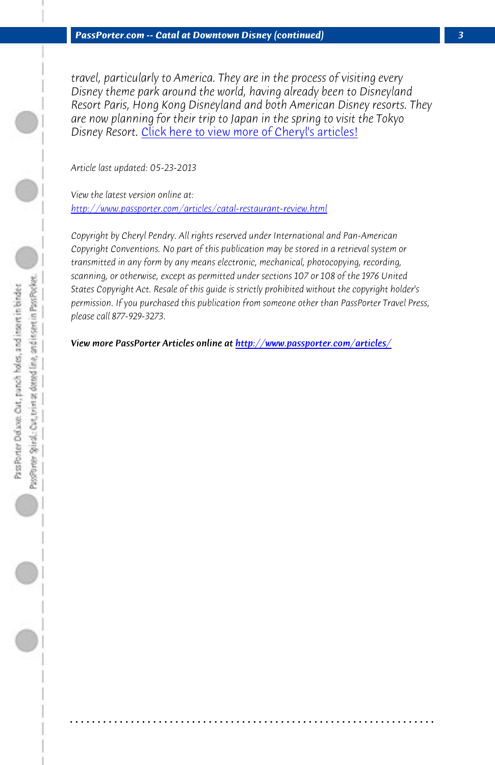*travel, particularly to America. They are in the process of visiting every Disney theme park around the world, having already been to Disneyland Resort Paris, Hong Kong Disneyland and both American Disney resorts. They are now planning for their trip to Japan in the spring to visit the Tokyo Disney Resort.* [Click here to view more of Cheryl's articles!](#)

*Article last updated: 05-23-2013*

*View the latest version online at:*
[*http://www.passporter.com/articles/catal-restaurant-review.html*](http://www.passporter.com/articles/catal-restaurant-review.html)

*Copyright by Cheryl Pendry. All rights reserved under International and Pan-American Copyright Conventions. No part of this publication may be stored in a retrieval system or transmitted in any form by any means electronic, mechanical, photocopying, recording, scanning, or otherwise, except as permitted under sections 107 or 108 of the 1976 United States Copyright Act. Resale of this guide is strictly prohibited without the copyright holder's permission. If you purchased this publication from someone other than PassPorter Travel Press, please call 877-929-3273.*

***View more PassPorter Articles online at [http://www.passporter.com/articles/](http://www.passporter.com/articles/)***